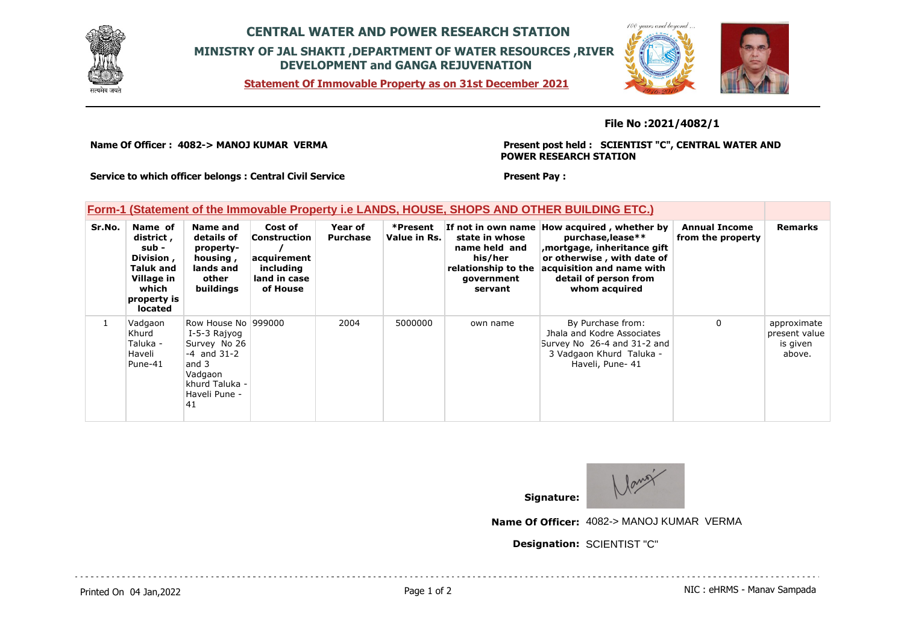# CENTRAL WATER AND POWER RESEARCH STATION

## MINISTRY OF JAL SHAKTI ,DEPARTMENT OF WATER RESOURCES ,RIVER DEVELOPMENT and GANGA REJUVENATION

**Statement Of Immovable Property as on 31st December 2021**

**File No :2021/4082/1**

**Name Of Officer : 4082-> MANOJ KUMAR VERMA**

**Present post held : SCIENTIST "C", CENTRAL WATER AND POWER RESEARCH STATION**

**Service to which officer belongs : Central Civil Service**

**Present Pay :**

## Form-1 (Statement of the Immovable Property i.e LANDS, HOUSE, SHOPS AND OTHER BUILDING ETC.)

| Sr.No. | Name of district , sub - Division , Taluk and Village in which property is located | Name and details of property- housing , lands and other buildings | Cost of Construction / acquirement including land in case of House | Year of Purchase | *Present Value in Rs. | If not in own name state in whose name held and his/her relationship to the government servant | How acquired , whether by purchase,lease** ,mortgage, inheritance gift or otherwise , with date of acquisition and name with detail of person from whom acquired | Annual Income from the property | Remarks |
|---|---|---|---|---|---|---|---|---|---|
| 1 | Vadgaon Khurd Taluka - Haveli Pune-41 | Row House No I-5-3 Rajyog Survey No 26 -4 and 31-2 and 3 Vadgaon khurd Taluka - Haveli Pune - 41 | 999000 | 2004 | 5000000 | own name | By Purchase from: Jhala and Kodre Associates Survey No 26-4 and 31-2 and 3 Vadgaon Khurd Taluka - Haveli, Pune- 41 | 0 | approximate present value is given above. |

**Signature:**

**Name Of Officer:** 4082-> MANOJ KUMAR VERMA

**Designation:** SCIENTIST "C"

Printed On 04 Jan,2022

NIC : eHRMS - Manav Sampada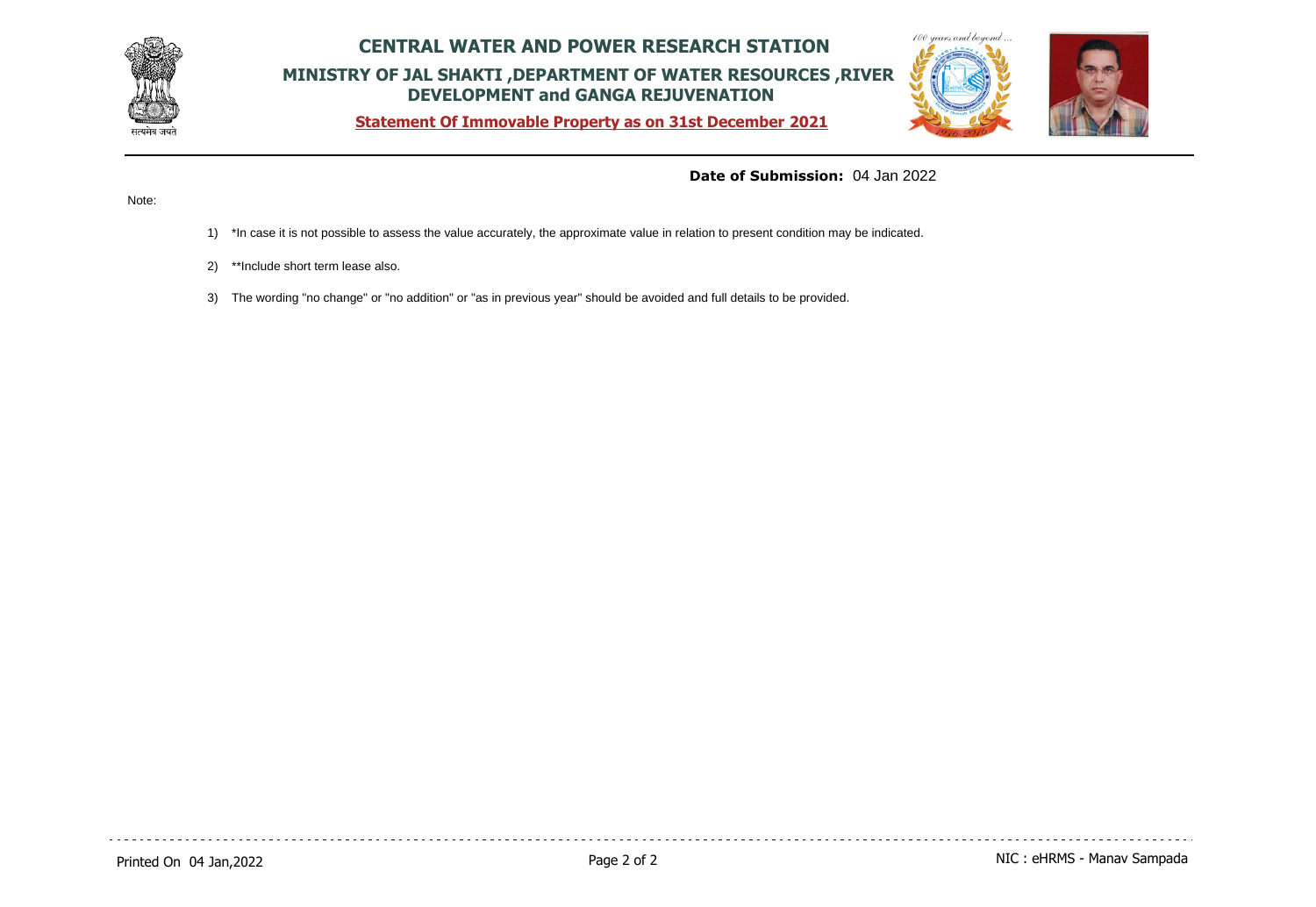# CENTRAL WATER AND POWER RESEARCH STATION

## MINISTRY OF JAL SHAKTI ,DEPARTMENT OF WATER RESOURCES ,RIVER DEVELOPMENT and GANGA REJUVENATION

**Statement Of Immovable Property as on 31st December 2021**

**Date of Submission:** 04 Jan 2022

Note:

1) *In case it is not possible to assess the value accurately, the approximate value in relation to present condition may be indicated.
2) **Include short term lease also.
3) The wording "no change" or "no addition" or "as in previous year" should be avoided and full details to be provided.

Printed On 04 Jan,2022

NIC : eHRMS - Manav Sampada